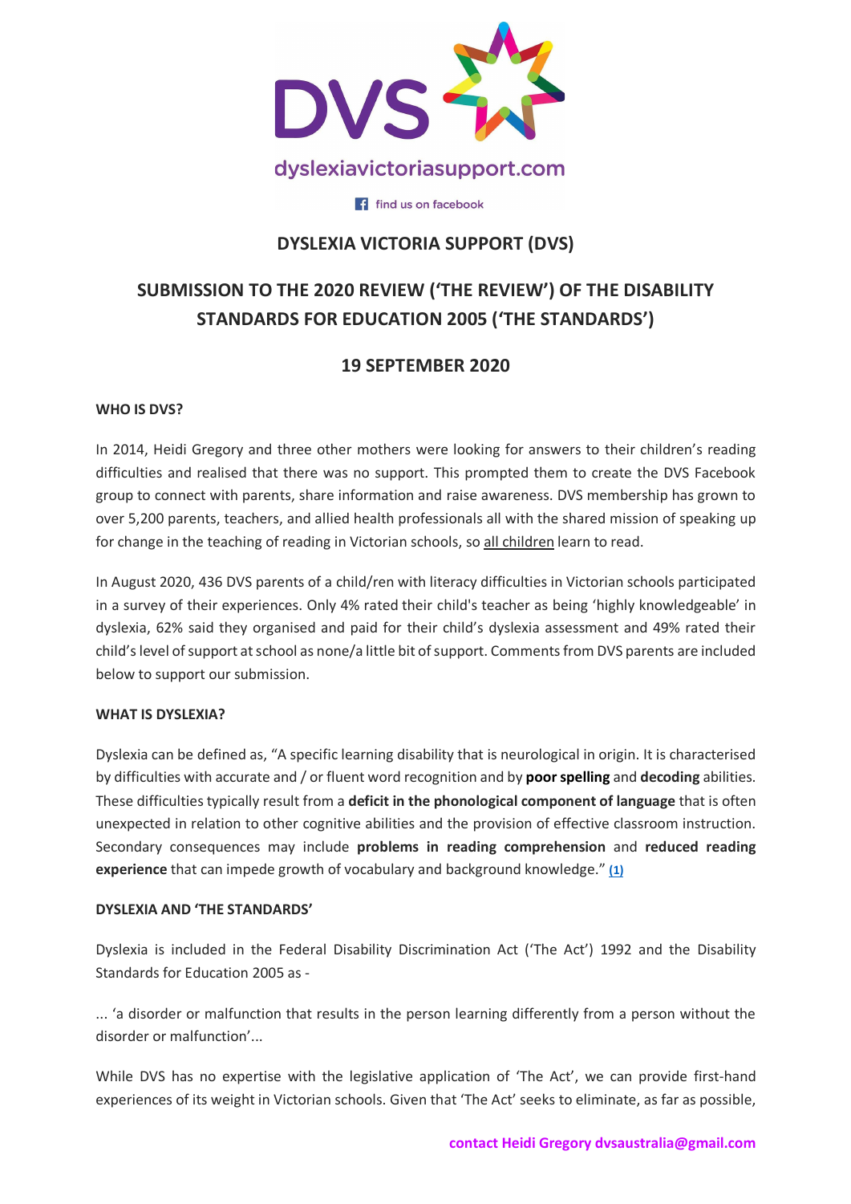DVS

dyslexiavictoriasupport.com

find us on facebook

# DYSLEXIA VICTORIA SUPPORT (DVS)

## SUBMISSION TO THE 2020 REVIEW ('THE REVIEW') OF THE DISABILITY STANDARDS FOR EDUCATION 2005 ('THE STANDARDS')

## 19 SEPTEMBER 2020

### WHO IS DVS?

In 2014, Heidi Gregory and three other mothers were looking for answers to their children's reading difficulties and realised that there was no support. This prompted them to create the DVS Facebook group to connect with parents, share information and raise awareness. DVS membership has grown to over 5,200 parents, teachers, and allied health professionals all with the shared mission of speaking up for change in the teaching of reading in Victorian schools, so all children learn to read.

In August 2020, 436 DVS parents of a child/ren with literacy difficulties in Victorian schools participated in a survey of their experiences. Only 4% rated their child's teacher as being 'highly knowledgeable' in dyslexia, 62% said they organised and paid for their child's dyslexia assessment and 49% rated their child's level of support at school as none/a little bit of support. Comments from DVS parents are included below to support our submission.

### WHAT IS DYSLEXIA?

Dyslexia can be defined as, "A specific learning disability that is neurological in origin. It is characterised by difficulties with accurate and / or fluent word recognition and by **poor spelling** and **decoding** abilities. These difficulties typically result from a **deficit in the phonological component of language** that is often unexpected in relation to other cognitive abilities and the provision of effective classroom instruction. Secondary consequences may include **problems in reading comprehension** and **reduced reading experience** that can impede growth of vocabulary and background knowledge." (1)

### DYSLEXIA AND 'THE STANDARDS'

Dyslexia is included in the Federal Disability Discrimination Act ('The Act') 1992 and the Disability Standards for Education 2005 as -

... 'a disorder or malfunction that results in the person learning differently from a person without the disorder or malfunction'...

While DVS has no expertise with the legislative application of 'The Act', we can provide first-hand experiences of its weight in Victorian schools. Given that 'The Act' seeks to eliminate, as far as possible,

contact Heidi Gregory dvsaustralia@gmail.com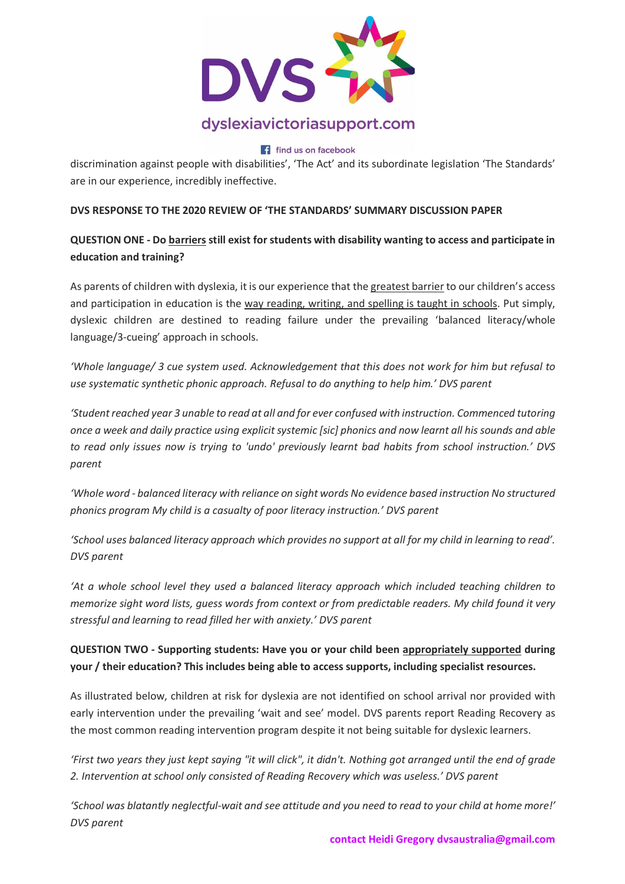discrimination against people with disabilities', 'The Act' and its subordinate legislation 'The Standards' are in our experience, incredibly ineffective.

**DVS RESPONSE TO THE 2020 REVIEW OF 'THE STANDARDS' SUMMARY DISCUSSION PAPER**

**QUESTION ONE - Do barriers still exist for students with disability wanting to access and participate in education and training?**

As parents of children with dyslexia, it is our experience that the greatest barrier to our children's access and participation in education is the way reading, writing, and spelling is taught in schools. Put simply, dyslexic children are destined to reading failure under the prevailing 'balanced literacy/whole language/3-cueing' approach in schools.

*'Whole language/ 3 cue system used. Acknowledgement that this does not work for him but refusal to use systematic synthetic phonic approach. Refusal to do anything to help him.' DVS parent*

*'Student reached year 3 unable to read at all and for ever confused with instruction. Commenced tutoring once a week and daily practice using explicit systemic [sic] phonics and now learnt all his sounds and able to read only issues now is trying to 'undo' previously learnt bad habits from school instruction.' DVS parent*

*'Whole word - balanced literacy with reliance on sight words No evidence based instruction No structured phonics program My child is a casualty of poor literacy instruction.' DVS parent*

*'School uses balanced literacy approach which provides no support at all for my child in learning to read'. DVS parent*

*'At a whole school level they used a balanced literacy approach which included teaching children to memorize sight word lists, guess words from context or from predictable readers. My child found it very stressful and learning to read filled her with anxiety.' DVS parent*

**QUESTION TWO - Supporting students: Have you or your child been appropriately supported during your / their education? This includes being able to access supports, including specialist resources.**

As illustrated below, children at risk for dyslexia are not identified on school arrival nor provided with early intervention under the prevailing 'wait and see' model. DVS parents report Reading Recovery as the most common reading intervention program despite it not being suitable for dyslexic learners.

*'First two years they just kept saying "it will click", it didn't. Nothing got arranged until the end of grade 2. Intervention at school only consisted of Reading Recovery which was useless.' DVS parent*

*'School was blatantly neglectful-wait and see attitude and you need to read to your child at home more!' DVS parent*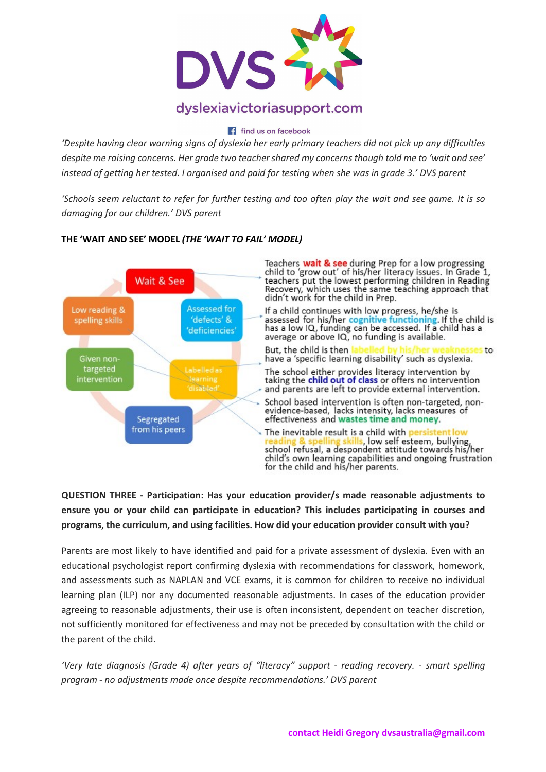DVS

dyslexiavictoriasupport.com

find us on facebook

*'Despite having clear warning signs of dyslexia her early primary teachers did not pick up any difficulties despite me raising concerns. Her grade two teacher shared my concerns though told me to 'wait and see' instead of getting her tested. I organised and paid for testing when she was in grade 3.' DVS parent*

*'Schools seem reluctant to refer for further testing and too often play the wait and see game. It is so damaging for our children.' DVS parent*

**THE 'WAIT AND SEE' MODEL *(THE 'WAIT TO FAIL' MODEL)***

Wait & See

Assessed for 'defects' & 'deficiencies'

Labelled as learning 'disabled'

Segregated from his peers

Given non-targeted intervention

Low reading & spelling skills

Teachers wait & see during Prep for a low progressing child to 'grow out' of his/her literacy issues. In Grade 1, teachers put the lowest performing children in Reading Recovery, which uses the same teaching approach that didn't work for the child in Prep.

If a child continues with low progress, he/she is assessed for his/her cognitive functioning. If the child is has a low IQ, funding can be accessed. If a child has a average or above IQ, no funding is available.

But, the child is then labelled by his/her weaknesses to have a 'specific learning disability' such as dyslexia.

The school either provides literacy intervention by taking the child out of class or offers no intervention and parents are left to provide external intervention.

School based intervention is often non-targeted, non-evidence-based, lacks intensity, lacks measures of effectiveness and wastes time and money.

The inevitable result is a child with persistent low reading & spelling skills, low self esteem, bullying, school refusal, a despondent attitude towards his/her child's own learning capabilities and ongoing frustration for the child and his/her parents.

**QUESTION THREE - Participation: Has your education provider/s made reasonable adjustments to ensure you or your child can participate in education? This includes participating in courses and programs, the curriculum, and using facilities. How did your education provider consult with you?**

Parents are most likely to have identified and paid for a private assessment of dyslexia. Even with an educational psychologist report confirming dyslexia with recommendations for classwork, homework, and assessments such as NAPLAN and VCE exams, it is common for children to receive no individual learning plan (ILP) nor any documented reasonable adjustments. In cases of the education provider agreeing to reasonable adjustments, their use is often inconsistent, dependent on teacher discretion, not sufficiently monitored for effectiveness and may not be preceded by consultation with the child or the parent of the child.

*'Very late diagnosis (Grade 4) after years of "literacy" support - reading recovery. - smart spelling program - no adjustments made once despite recommendations.' DVS parent*

**contact Heidi Gregory dvsaustralia@gmail.com**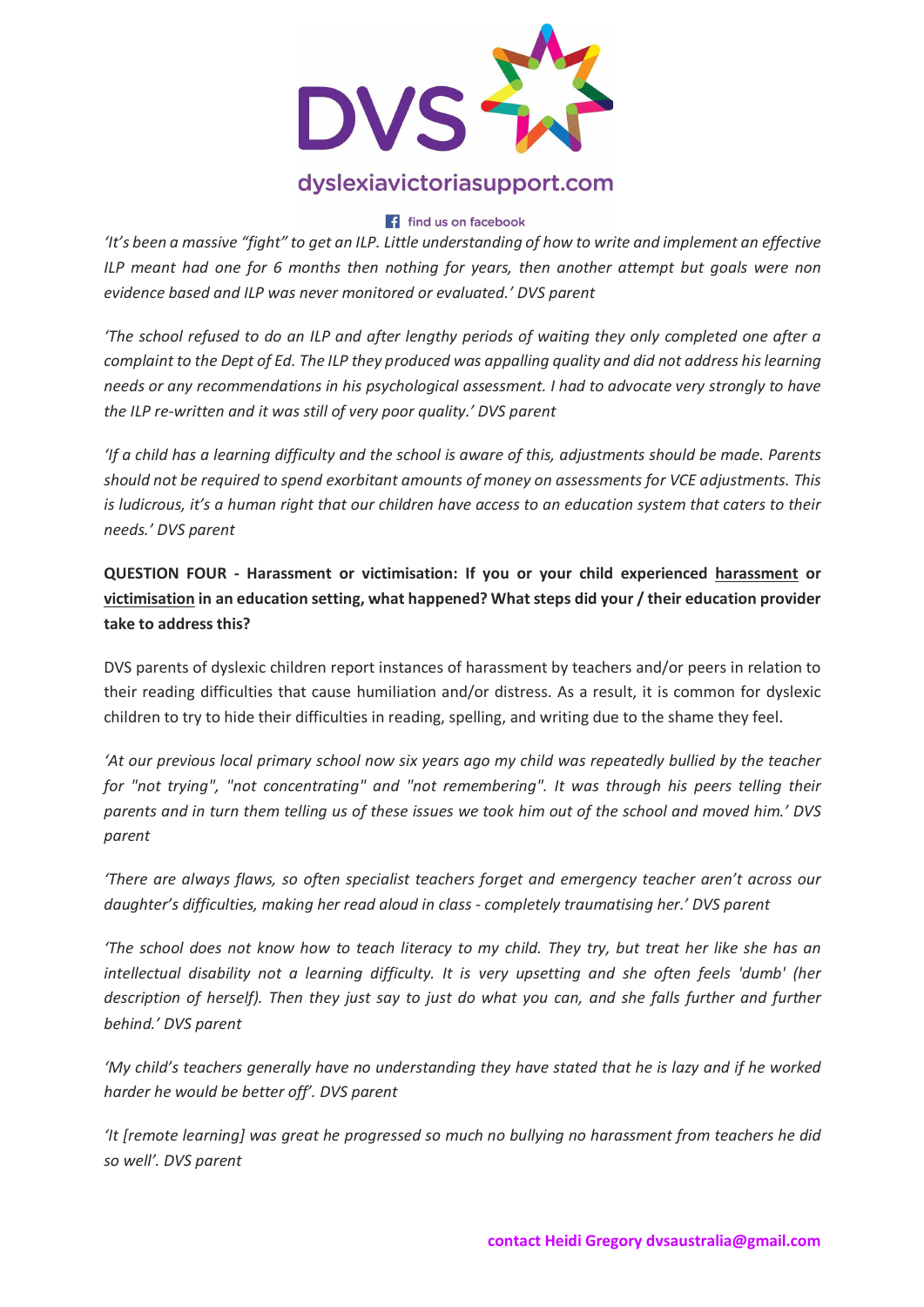*'It's been a massive "fight" to get an ILP. Little understanding of how to write and implement an effective ILP meant had one for 6 months then nothing for years, then another attempt but goals were non evidence based and ILP was never monitored or evaluated.' DVS parent*

*'The school refused to do an ILP and after lengthy periods of waiting they only completed one after a complaint to the Dept of Ed. The ILP they produced was appalling quality and did not address his learning needs or any recommendations in his psychological assessment. I had to advocate very strongly to have the ILP re-written and it was still of very poor quality.' DVS parent*

*'If a child has a learning difficulty and the school is aware of this, adjustments should be made. Parents should not be required to spend exorbitant amounts of money on assessments for VCE adjustments. This is ludicrous, it's a human right that our children have access to an education system that caters to their needs.' DVS parent*

**QUESTION FOUR - Harassment or victimisation: If you or your child experienced <u>harassment</u> or <u>victimisation</u> in an education setting, what happened? What steps did your / their education provider take to address this?**

DVS parents of dyslexic children report instances of harassment by teachers and/or peers in relation to their reading difficulties that cause humiliation and/or distress. As a result, it is common for dyslexic children to try to hide their difficulties in reading, spelling, and writing due to the shame they feel.

*'At our previous local primary school now six years ago my child was repeatedly bullied by the teacher for "not trying", "not concentrating" and "not remembering". It was through his peers telling their parents and in turn them telling us of these issues we took him out of the school and moved him.' DVS parent*

*'There are always flaws, so often specialist teachers forget and emergency teacher aren't across our daughter's difficulties, making her read aloud in class - completely traumatising her.' DVS parent*

*'The school does not know how to teach literacy to my child. They try, but treat her like she has an intellectual disability not a learning difficulty. It is very upsetting and she often feels 'dumb' (her description of herself). Then they just say to just do what you can, and she falls further and further behind.' DVS parent*

*'My child's teachers generally have no understanding they have stated that he is lazy and if he worked harder he would be better off'. DVS parent*

*'It [remote learning] was great he progressed so much no bullying no harassment from teachers he did so well'. DVS parent*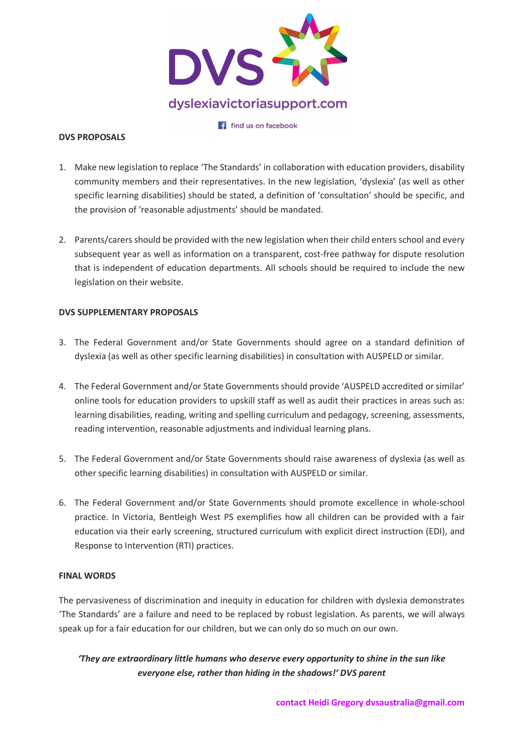dyslexiavictoriasupport.com

find us on facebook

**DVS PROPOSALS**

1. Make new legislation to replace 'The Standards' in collaboration with education providers, disability community members and their representatives. In the new legislation, 'dyslexia' (as well as other specific learning disabilities) should be stated, a definition of 'consultation' should be specific, and the provision of 'reasonable adjustments' should be mandated.

2. Parents/carers should be provided with the new legislation when their child enters school and every subsequent year as well as information on a transparent, cost-free pathway for dispute resolution that is independent of education departments. All schools should be required to include the new legislation on their website.

**DVS SUPPLEMENTARY PROPOSALS**

3. The Federal Government and/or State Governments should agree on a standard definition of dyslexia (as well as other specific learning disabilities) in consultation with AUSPELD or similar.

4. The Federal Government and/or State Governments should provide 'AUSPELD accredited or similar' online tools for education providers to upskill staff as well as audit their practices in areas such as: learning disabilities, reading, writing and spelling curriculum and pedagogy, screening, assessments, reading intervention, reasonable adjustments and individual learning plans.

5. The Federal Government and/or State Governments should raise awareness of dyslexia (as well as other specific learning disabilities) in consultation with AUSPELD or similar.

6. The Federal Government and/or State Governments should promote excellence in whole-school practice. In Victoria, Bentleigh West PS exemplifies how all children can be provided with a fair education via their early screening, structured curriculum with explicit direct instruction (EDI), and Response to Intervention (RTI) practices.

**FINAL WORDS**

The pervasiveness of discrimination and inequity in education for children with dyslexia demonstrates 'The Standards' are a failure and need to be replaced by robust legislation. As parents, we will always speak up for a fair education for our children, but we can only do so much on our own.

***'They are extraordinary little humans who deserve every opportunity to shine in the sun like everyone else, rather than hiding in the shadows!' DVS parent***

**contact Heidi Gregory dvsaustralia@gmail.com**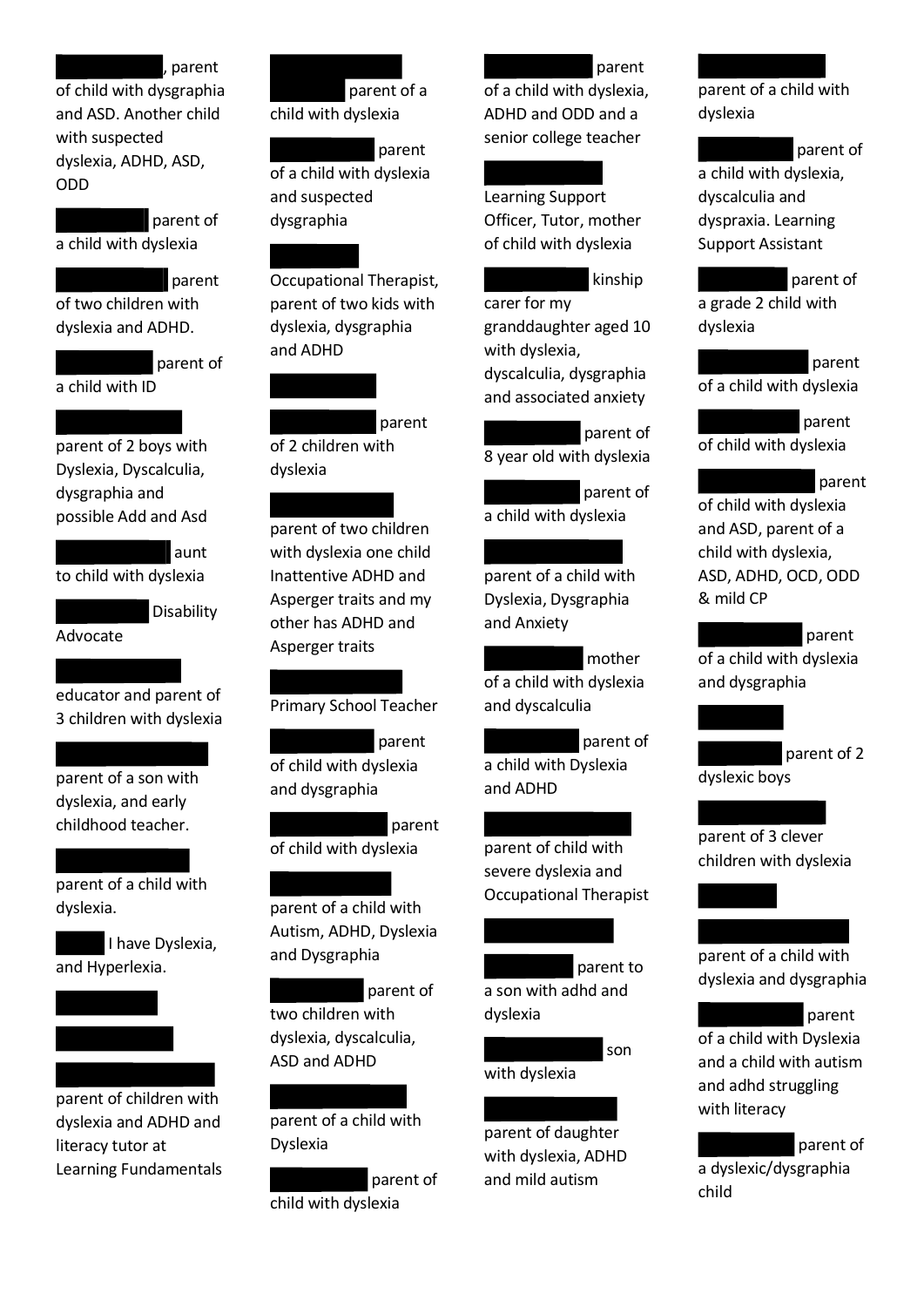, parent of child with dysgraphia and ASD. Another child with suspected dyslexia, ADHD, ASD, ODD

parent of a child with dyslexia

parent of two children with dyslexia and ADHD.

parent of a child with ID

parent of 2 boys with Dyslexia, Dyscalculia, dysgraphia and possible Add and Asd

aunt to child with dyslexia

Disability Advocate

educator and parent of 3 children with dyslexia

parent of a son with dyslexia, and early childhood teacher.

parent of a child with dyslexia.

I have Dyslexia, and Hyperlexia.

parent of children with dyslexia and ADHD and literacy tutor at Learning Fundamentals

parent of a child with dyslexia

parent of a child with dyslexia and suspected dysgraphia

Occupational Therapist, parent of two kids with dyslexia, dysgraphia and ADHD

parent of 2 children with dyslexia

parent of two children with dyslexia one child Inattentive ADHD and Asperger traits and my other has ADHD and Asperger traits

Primary School Teacher

parent of child with dyslexia and dysgraphia

parent of child with dyslexia

parent of a child with Autism, ADHD, Dyslexia and Dysgraphia

parent of two children with dyslexia, dyscalculia, ASD and ADHD

parent of a child with Dyslexia

parent of child with dyslexia

parent of a child with dyslexia, ADHD and ODD and a senior college teacher

Learning Support Officer, Tutor, mother of child with dyslexia

kinship carer for my granddaughter aged 10 with dyslexia, dyscalculia, dysgraphia and associated anxiety

parent of 8 year old with dyslexia

parent of a child with dyslexia

parent of a child with Dyslexia, Dysgraphia and Anxiety

mother of a child with dyslexia and dyscalculia

parent of a child with Dyslexia and ADHD

parent of child with severe dyslexia and Occupational Therapist

parent to a son with adhd and dyslexia

son with dyslexia

parent of daughter with dyslexia, ADHD and mild autism

parent of a child with dyslexia

parent of a child with dyslexia, dyscalculia and dyspraxia. Learning Support Assistant

parent of a grade 2 child with dyslexia

parent of a child with dyslexia

parent of child with dyslexia

parent of child with dyslexia and ASD, parent of a child with dyslexia, ASD, ADHD, OCD, ODD & mild CP

parent of a child with dyslexia and dysgraphia

parent of 2 dyslexic boys

parent of 3 clever children with dyslexia

parent of a child with dyslexia and dysgraphia

parent of a child with Dyslexia and a child with autism and adhd struggling with literacy

parent of a dyslexic/dysgraphia child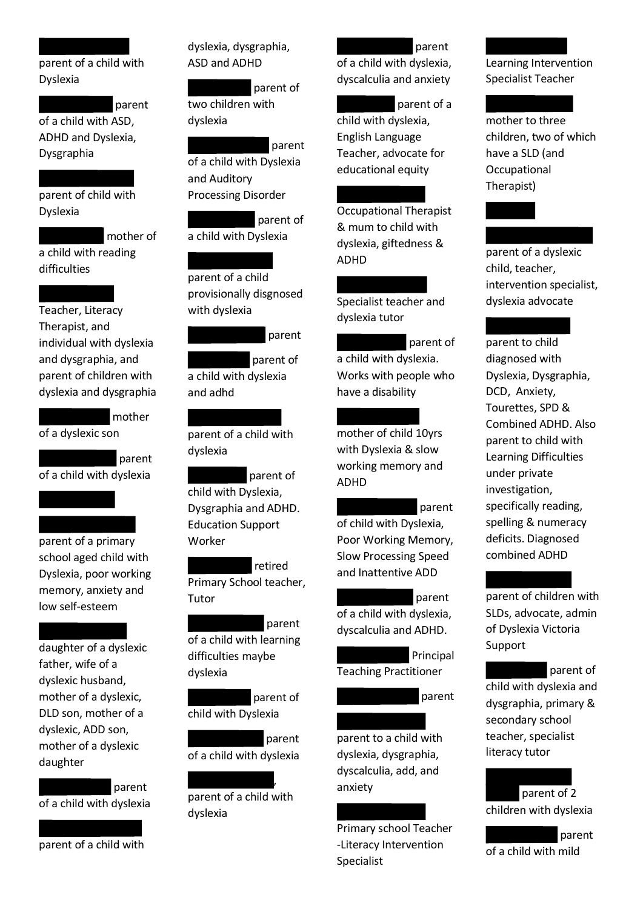parent of a child with Dyslexia

parent of a child with ASD, ADHD and Dyslexia, Dysgraphia

parent of child with Dyslexia

mother of a child with reading difficulties

Teacher, Literacy Therapist, and individual with dyslexia and dysgraphia, and parent of children with dyslexia and dysgraphia

mother of a dyslexic son

parent of a child with dyslexia

parent of a primary school aged child with Dyslexia, poor working memory, anxiety and low self-esteem

daughter of a dyslexic father, wife of a dyslexic husband, mother of a dyslexic, DLD son, mother of a dyslexic, ADD son, mother of a dyslexic daughter

parent of a child with dyslexia

parent of a child with dyslexia, dysgraphia, ASD and ADHD

parent of two children with dyslexia

parent of a child with Dyslexia and Auditory Processing Disorder

parent of a child with Dyslexia

parent of a child provisionally disgnosed with dyslexia

parent

parent of a child with dyslexia and adhd

parent of a child with dyslexia

parent of child with Dyslexia, Dysgraphia and ADHD. Education Support Worker

retired Primary School teacher, Tutor

parent of a child with learning difficulties maybe dyslexia

parent of child with Dyslexia

parent of a child with dyslexia

parent of a child with dyslexia

parent of a child with dyslexia, dyscalculia and anxiety

parent of a child with dyslexia, English Language Teacher, advocate for educational equity

Occupational Therapist & mum to child with dyslexia, giftedness & ADHD

Specialist teacher and dyslexia tutor

parent of a child with dyslexia. Works with people who have a disability

mother of child 10yrs with Dyslexia & slow working memory and ADHD

parent of child with Dyslexia, Poor Working Memory, Slow Processing Speed and Inattentive ADD

parent of a child with dyslexia, dyscalculia and ADHD.

Principal Teaching Practitioner

parent

parent to a child with dyslexia, dysgraphia, dyscalculia, add, and anxiety

Primary school Teacher -Literacy Intervention Specialist

Learning Intervention Specialist Teacher

mother to three children, two of which have a SLD (and Occupational Therapist)

parent of a dyslexic child, teacher, intervention specialist, dyslexia advocate

parent to child diagnosed with Dyslexia, Dysgraphia, DCD, Anxiety, Tourettes, SPD & Combined ADHD. Also parent to child with Learning Difficulties under private investigation, specifically reading, spelling & numeracy deficits. Diagnosed combined ADHD

parent of children with SLDs, advocate, admin of Dyslexia Victoria Support

parent of child with dyslexia and dysgraphia, primary & secondary school teacher, specialist literacy tutor

parent of 2 children with dyslexia

parent of a child with mild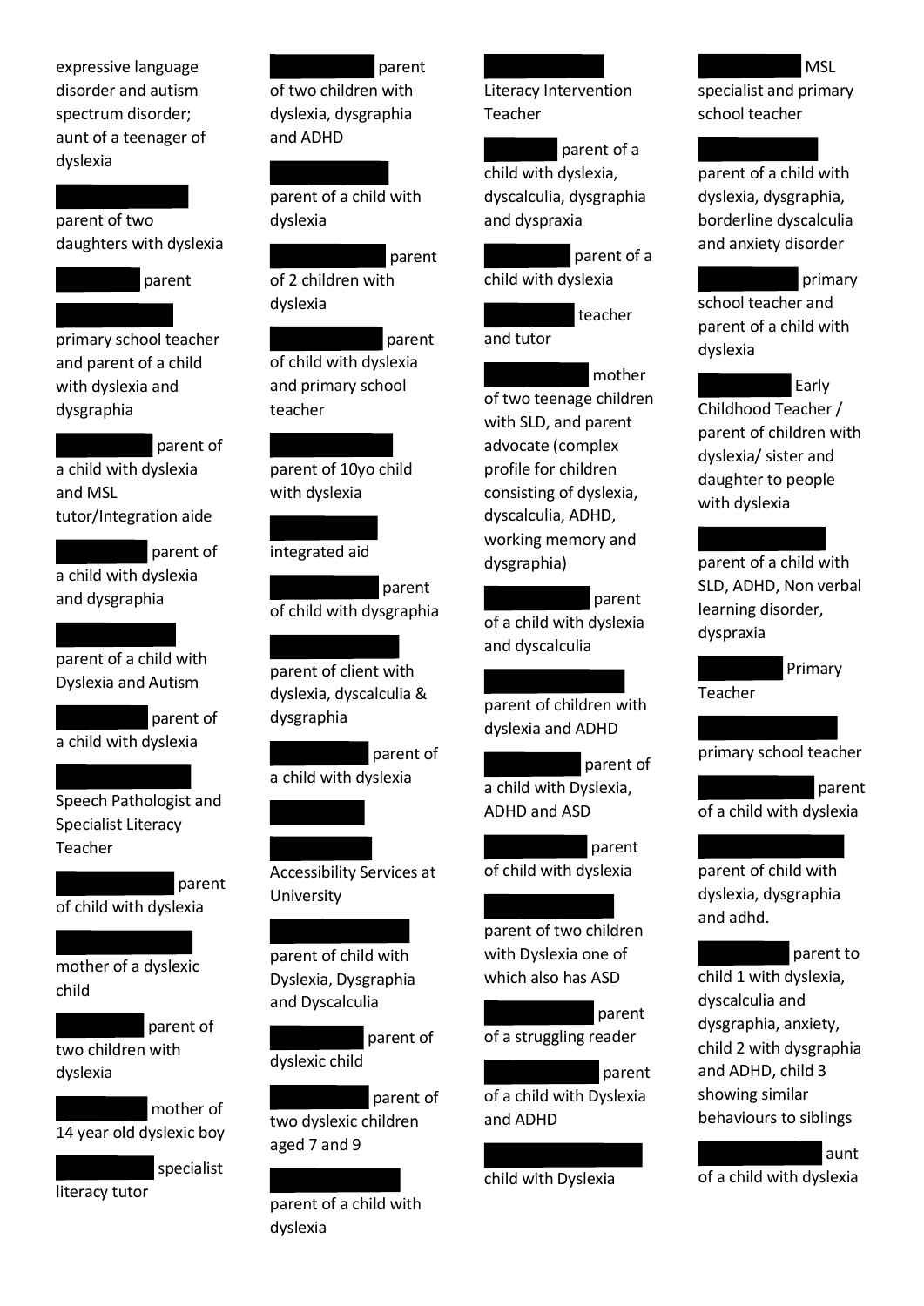expressive language disorder and autism spectrum disorder; aunt of a teenager of dyslexia

parent of two daughters with dyslexia

parent

primary school teacher and parent of a child with dyslexia and dysgraphia

parent of a child with dyslexia and MSL tutor/Integration aide

parent of a child with dyslexia and dysgraphia

parent of a child with Dyslexia and Autism

parent of a child with dyslexia

Speech Pathologist and Specialist Literacy Teacher

parent of child with dyslexia

mother of a dyslexic child

parent of two children with dyslexia

mother of 14 year old dyslexic boy

specialist literacy tutor

parent of two children with dyslexia, dysgraphia and ADHD

parent of a child with dyslexia

parent of 2 children with dyslexia

parent of child with dyslexia and primary school teacher

parent of 10yo child with dyslexia

integrated aid

parent of child with dysgraphia

parent of client with dyslexia, dyscalculia & dysgraphia

parent of a child with dyslexia

Accessibility Services at University

parent of child with Dyslexia, Dysgraphia and Dyscalculia

parent of dyslexic child

parent of two dyslexic children aged 7 and 9

parent of a child with dyslexia

Literacy Intervention Teacher

parent of a child with dyslexia, dyscalculia, dysgraphia and dyspraxia

parent of a child with dyslexia

teacher and tutor

mother of two teenage children with SLD, and parent advocate (complex profile for children consisting of dyslexia, dyscalculia, ADHD, working memory and dysgraphia)

parent of a child with dyslexia and dyscalculia

parent of children with dyslexia and ADHD

parent of a child with Dyslexia, ADHD and ASD

parent of child with dyslexia

parent of two children with Dyslexia one of which also has ASD

parent of a struggling reader

parent of a child with Dyslexia and ADHD

child with Dyslexia

MSL specialist and primary school teacher

parent of a child with dyslexia, dysgraphia, borderline dyscalculia and anxiety disorder

primary school teacher and parent of a child with dyslexia

Early Childhood Teacher / parent of children with dyslexia/ sister and daughter to people with dyslexia

parent of a child with SLD, ADHD, Non verbal learning disorder, dyspraxia

Primary Teacher

primary school teacher

parent of a child with dyslexia

parent of child with dyslexia, dysgraphia and adhd.

parent to child 1 with dyslexia, dyscalculia and dysgraphia, anxiety, child 2 with dysgraphia and ADHD, child 3 showing similar behaviours to siblings

aunt of a child with dyslexia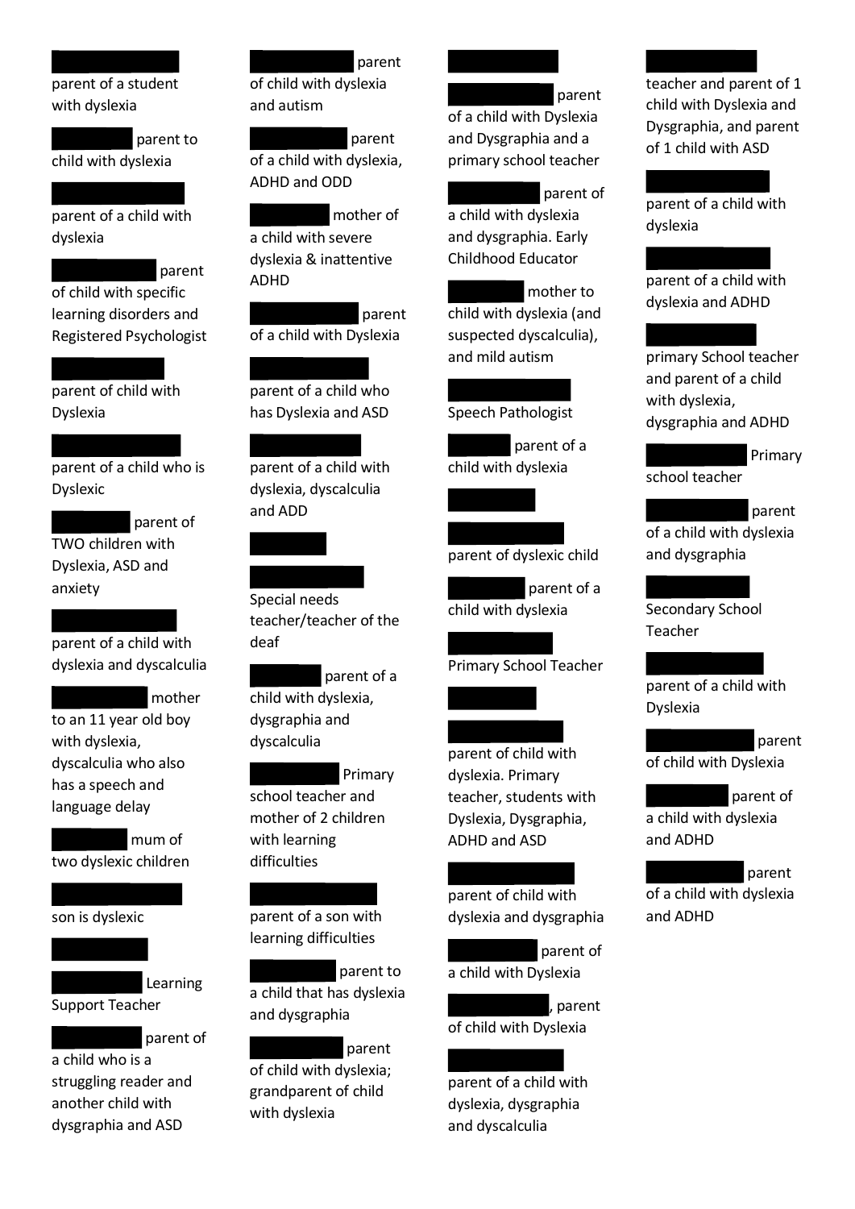parent of a student with dyslexia

parent to child with dyslexia

parent of a child with dyslexia

parent of child with specific learning disorders and Registered Psychologist

parent of child with Dyslexia

parent of a child who is Dyslexic

parent of TWO children with Dyslexia, ASD and anxiety

parent of a child with dyslexia and dyscalculia

mother to an 11 year old boy with dyslexia, dyscalculia who also has a speech and language delay

mum of two dyslexic children

son is dyslexic

Learning Support Teacher

parent of a child who is a struggling reader and another child with dysgraphia and ASD

parent of child with dyslexia and autism

parent of a child with dyslexia, ADHD and ODD

mother of a child with severe dyslexia & inattentive ADHD

parent of a child with Dyslexia

parent of a child who has Dyslexia and ASD

parent of a child with dyslexia, dyscalculia and ADD

Special needs teacher/teacher of the deaf

parent of a child with dyslexia, dysgraphia and dyscalculia

Primary school teacher and mother of 2 children with learning difficulties

parent of a son with learning difficulties

parent to a child that has dyslexia and dysgraphia

parent of child with dyslexia; grandparent of child with dyslexia

parent of a child with Dyslexia and Dysgraphia and a primary school teacher

parent of a child with dyslexia and dysgraphia. Early Childhood Educator

mother to child with dyslexia (and suspected dyscalculia), and mild autism

Speech Pathologist

parent of a child with dyslexia

parent of dyslexic child

parent of a child with dyslexia

Primary School Teacher

parent of child with dyslexia. Primary teacher, students with Dyslexia, Dysgraphia, ADHD and ASD

parent of child with dyslexia and dysgraphia

parent of a child with Dyslexia

, parent of child with Dyslexia

parent of a child with dyslexia, dysgraphia and dyscalculia

teacher and parent of 1 child with Dyslexia and Dysgraphia, and parent of 1 child with ASD

parent of a child with dyslexia

parent of a child with dyslexia and ADHD

primary School teacher and parent of a child with dyslexia, dysgraphia and ADHD

Primary school teacher

parent of a child with dyslexia and dysgraphia

Secondary School Teacher

parent of a child with Dyslexia

parent of child with Dyslexia

parent of a child with dyslexia and ADHD

parent of a child with dyslexia and ADHD